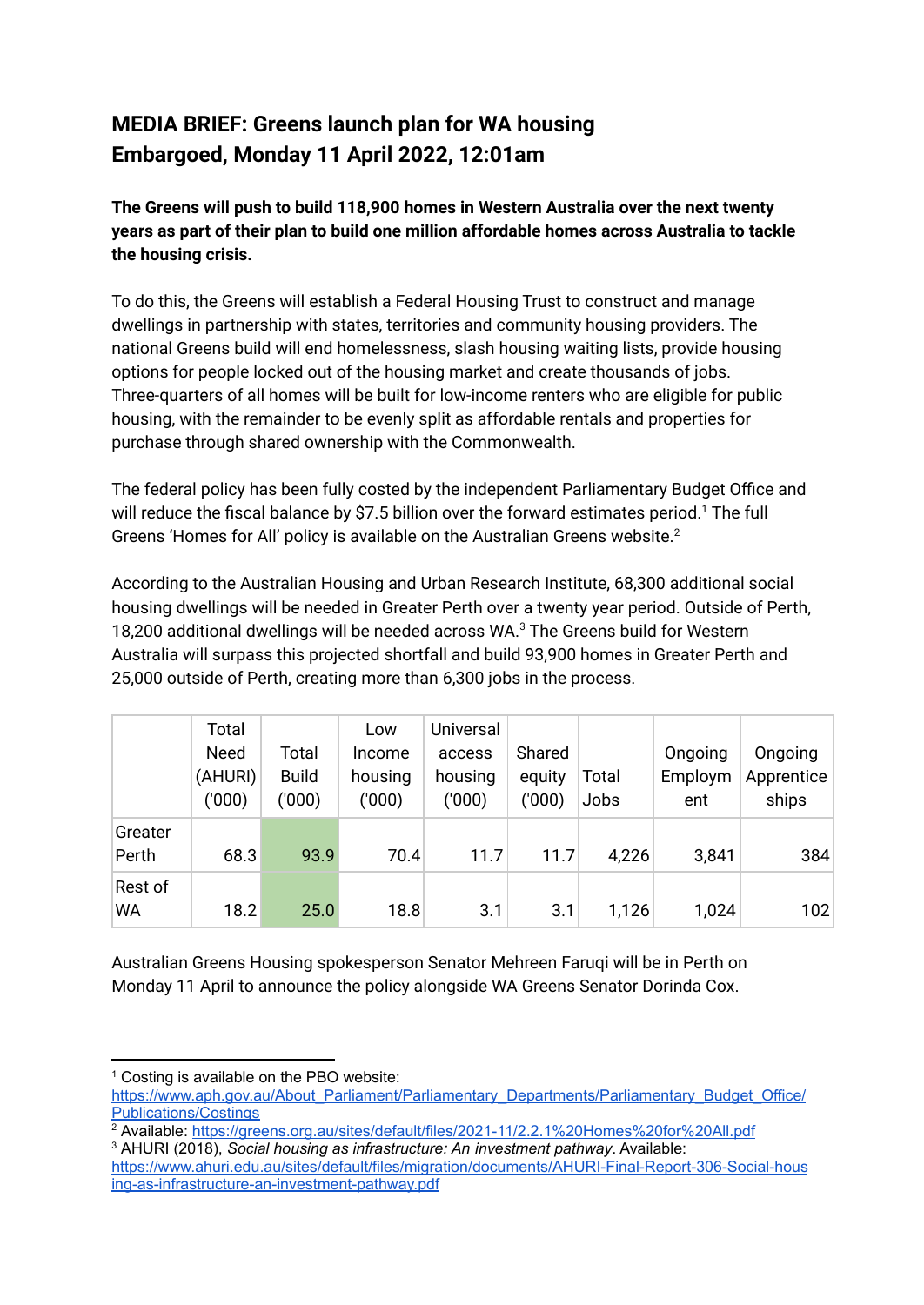# MEDIA BRIEF: Greens launch plan for WA housing
# Embargoed, Monday 11 April 2022, 12:01am

**The Greens will push to build 118,900 homes in Western Australia over the next twenty years as part of their plan to build one million affordable homes across Australia to tackle the housing crisis.**

To do this, the Greens will establish a Federal Housing Trust to construct and manage dwellings in partnership with states, territories and community housing providers. The national Greens build will end homelessness, slash housing waiting lists, provide housing options for people locked out of the housing market and create thousands of jobs. Three-quarters of all homes will be built for low-income renters who are eligible for public housing, with the remainder to be evenly split as affordable rentals and properties for purchase through shared ownership with the Commonwealth.

The federal policy has been fully costed by the independent Parliamentary Budget Office and will reduce the fiscal balance by $7.5 billion over the forward estimates period.[1] The full Greens 'Homes for All' policy is available on the Australian Greens website.[2]

According to the Australian Housing and Urban Research Institute, 68,300 additional social housing dwellings will be needed in Greater Perth over a twenty year period. Outside of Perth, 18,200 additional dwellings will be needed across WA.[3] The Greens build for Western Australia will surpass this projected shortfall and build 93,900 homes in Greater Perth and 25,000 outside of Perth, creating more than 6,300 jobs in the process.

| | Total Need (AHURI) ('000) | Total Build ('000) | Low Income housing ('000) | Universal access housing ('000) | Shared equity ('000) | Total Jobs | Ongoing Employment | Ongoing Apprenticeships |
|---|---|---|---|---|---|---|---|---|
| Greater Perth | 68.3 | 93.9 | 70.4 | 11.7 | 11.7 | 4,226 | 3,841 | 384 |
| Rest of WA | 18.2 | 25.0 | 18.8 | 3.1 | 3.1 | 1,126 | 1,024 | 102 |

Australian Greens Housing spokesperson Senator Mehreen Faruqi will be in Perth on Monday 11 April to announce the policy alongside WA Greens Senator Dorinda Cox.

---

[1] Costing is available on the PBO website: https://www.aph.gov.au/About_Parliament/Parliamentary_Departments/Parliamentary_Budget_Office/Publications/Costings

[2] Available: https://greens.org.au/sites/default/files/2021-11/2.2.1%20Homes%20for%20All.pdf

[3] AHURI (2018), *Social housing as infrastructure: An investment pathway*. Available: https://www.ahuri.edu.au/sites/default/files/migration/documents/AHURI-Final-Report-306-Social-housing-as-infrastructure-an-investment-pathway.pdf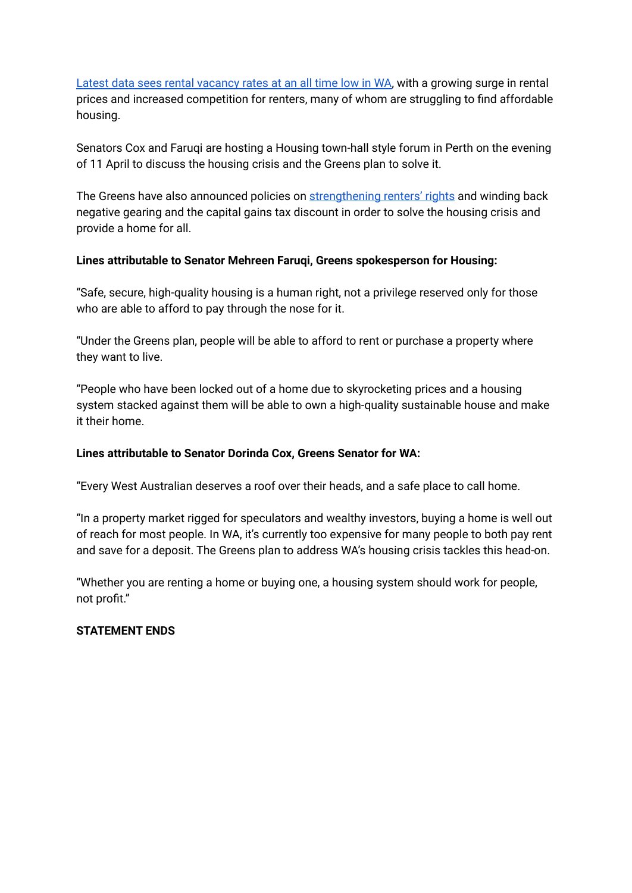Latest data sees rental vacancy rates at an all time low in WA, with a growing surge in rental prices and increased competition for renters, many of whom are struggling to find affordable housing.

Senators Cox and Faruqi are hosting a Housing town-hall style forum in Perth on the evening of 11 April to discuss the housing crisis and the Greens plan to solve it.

The Greens have also announced policies on strengthening renters' rights and winding back negative gearing and the capital gains tax discount in order to solve the housing crisis and provide a home for all.

**Lines attributable to Senator Mehreen Faruqi, Greens spokesperson for Housing:**

"Safe, secure, high-quality housing is a human right, not a privilege reserved only for those who are able to afford to pay through the nose for it.

"Under the Greens plan, people will be able to afford to rent or purchase a property where they want to live.

"People who have been locked out of a home due to skyrocketing prices and a housing system stacked against them will be able to own a high-quality sustainable house and make it their home.

**Lines attributable to Senator Dorinda Cox, Greens Senator for WA:**

"Every West Australian deserves a roof over their heads, and a safe place to call home.

"In a property market rigged for speculators and wealthy investors, buying a home is well out of reach for most people. In WA, it's currently too expensive for many people to both pay rent and save for a deposit. The Greens plan to address WA's housing crisis tackles this head-on.

"Whether you are renting a home or buying one, a housing system should work for people, not profit."

**STATEMENT ENDS**